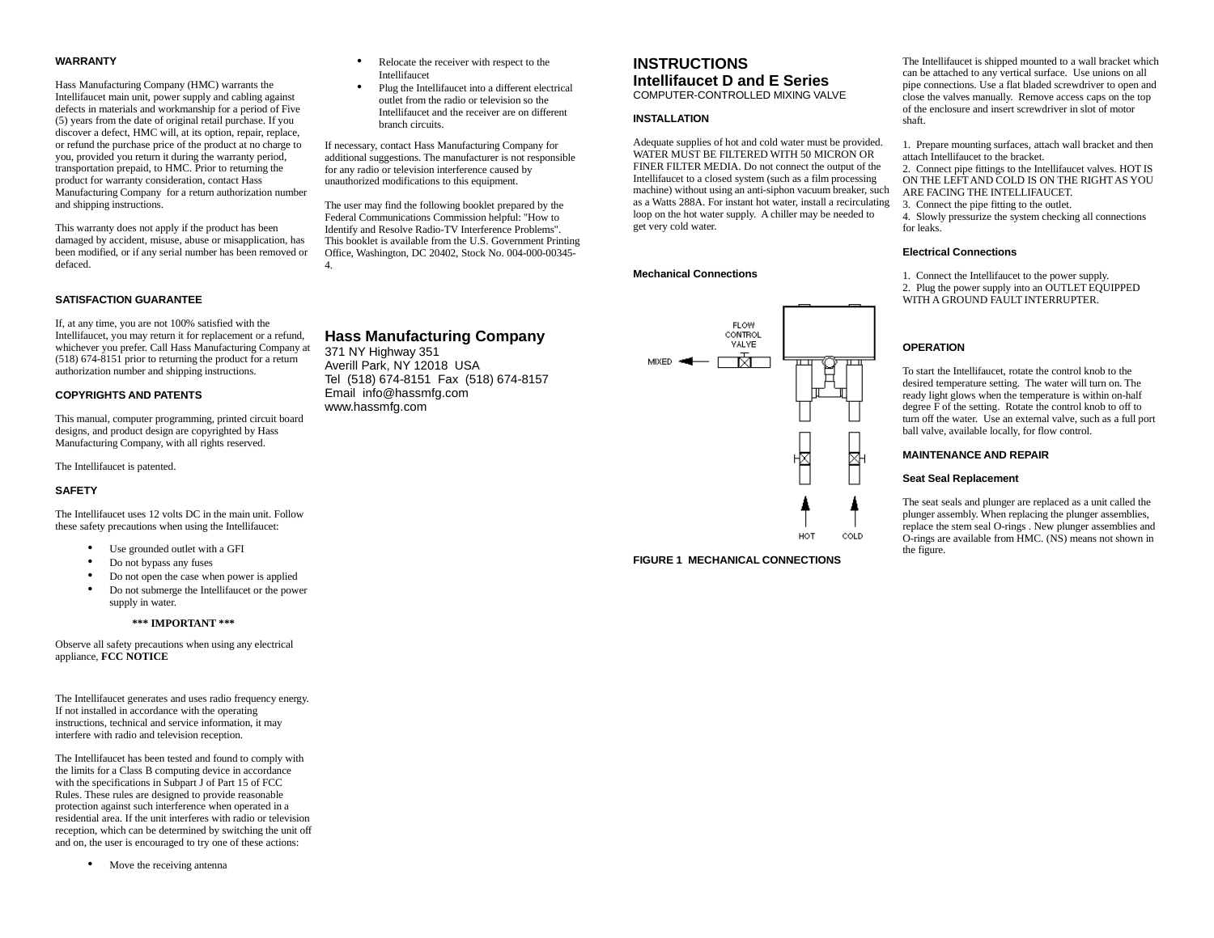## WARRANTY

Hass Manufacturing Company (HMC) warrants the Intellifaucet main unit, power supply and cabling against defects in materials and workmanship for a period of Five (5) years from the date of original retail purchase. If you discover a defect, HMC will, at its option, repair, replace, or refund the purchase price of the product at no charge to you, provided you return it during the warranty period, transportation prepaid, to HMC. Prior to returning the product for warranty consideration, contact Hass Manufacturing Company for a return authorization number and shipping instructions.

This warranty does not apply if the product has been damaged by accident, misuse, abuse or misapplication, has been modified, or if any serial number has been removed or defaced.

## SATISFACTION GUARANTEE

If, at any time, you are not 100% satisfied with the Intellifaucet, you may return it for replacement or a refund, whichever you prefer. Call Hass Manufacturing Company at (518) 674-8151 prior to returning the product for a return authorization number and shipping instructions.

## COPYRIGHTS AND PATENTS

This manual, computer programming, printed circuit board designs, and product design are copyrighted by Hass Manufacturing Company, with all rights reserved.

The Intellifaucet is patented.

## SAFETY

The Intellifaucet uses 12 volts DC in the main unit. Follow these safety precautions when using the Intellifaucet:

- Use grounded outlet with a GFI
- Do not bypass any fuses
- Do not open the case when power is applied
- Do not submerge the Intellifaucet or the power supply in water.

**\*\*\* IMPORTANT \*\*\***

Observe all safety precautions when using any electrical appliance, **FCC NOTICE**

The Intellifaucet generates and uses radio frequency energy. If not installed in accordance with the operating instructions, technical and service information, it may interfere with radio and television reception.

The Intellifaucet has been tested and found to comply with the limits for a Class B computing device in accordance with the specifications in Subpart J of Part 15 of FCC Rules. These rules are designed to provide reasonable protection against such interference when operated in a residential area. If the unit interferes with radio or television reception, which can be determined by switching the unit off and on, the user is encouraged to try one of these actions:

- Move the receiving antenna
- Relocate the receiver with respect to the Intellifaucet
- Plug the Intellifaucet into a different electrical outlet from the radio or television so the Intellifaucet and the receiver are on different branch circuits.

If necessary, contact Hass Manufacturing Company for additional suggestions. The manufacturer is not responsible for any radio or television interference caused by unauthorized modifications to this equipment.

The user may find the following booklet prepared by the Federal Communications Commission helpful: "How to Identify and Resolve Radio-TV Interference Problems". This booklet is available from the U.S. Government Printing Office, Washington, DC 20402, Stock No. 004-000-00345-4.

## Hass Manufacturing Company

371 NY Highway 351
Averill Park, NY 12018 USA
Tel (518) 674-8151 Fax (518) 674-8157
Email info@hassmfg.com
www.hassmfg.com

# INSTRUCTIONS
## Intellifaucet D and E Series
COMPUTER-CONTROLLED MIXING VALVE

## INSTALLATION

Adequate supplies of hot and cold water must be provided. WATER MUST BE FILTERED WITH 50 MICRON OR FINER FILTER MEDIA. Do not connect the output of the Intellifaucet to a closed system (such as a film processing machine) without using an anti-siphon vacuum breaker, such as a Watts 288A. For instant hot water, install a recirculating loop on the hot water supply. A chiller may be needed to get very cold water.

### Mechanical Connections

FLOW CONTROL VALVE
MIXED
HOT COLD

FIGURE 1 MECHANICAL CONNECTIONS

The Intellifaucet is shipped mounted to a wall bracket which can be attached to any vertical surface. Use unions on all pipe connections. Use a flat bladed screwdriver to open and close the valves manually. Remove access caps on the top of the enclosure and insert screwdriver in slot of motor shaft.

1. Prepare mounting surfaces, attach wall bracket and then attach Intellifaucet to the bracket.
2. Connect pipe fittings to the Intellifaucet valves. HOT IS ON THE LEFT AND COLD IS ON THE RIGHT AS YOU ARE FACING THE INTELLIFAUCET.
3. Connect the pipe fitting to the outlet.
4. Slowly pressurize the system checking all connections for leaks.

### Electrical Connections

1. Connect the Intellifaucet to the power supply.
2. Plug the power supply into an OUTLET EQUIPPED WITH A GROUND FAULT INTERRUPTER.

## OPERATION

To start the Intellifaucet, rotate the control knob to the desired temperature setting. The water will turn on. The ready light glows when the temperature is within on-half degree F of the setting. Rotate the control knob to off to turn off the water. Use an external valve, such as a full port ball valve, available locally, for flow control.

## MAINTENANCE AND REPAIR

### Seat Seal Replacement

The seat seals and plunger are replaced as a unit called the plunger assembly. When replacing the plunger assemblies, replace the stem seal O-rings . New plunger assemblies and O-rings are available from HMC. (NS) means not shown in the figure.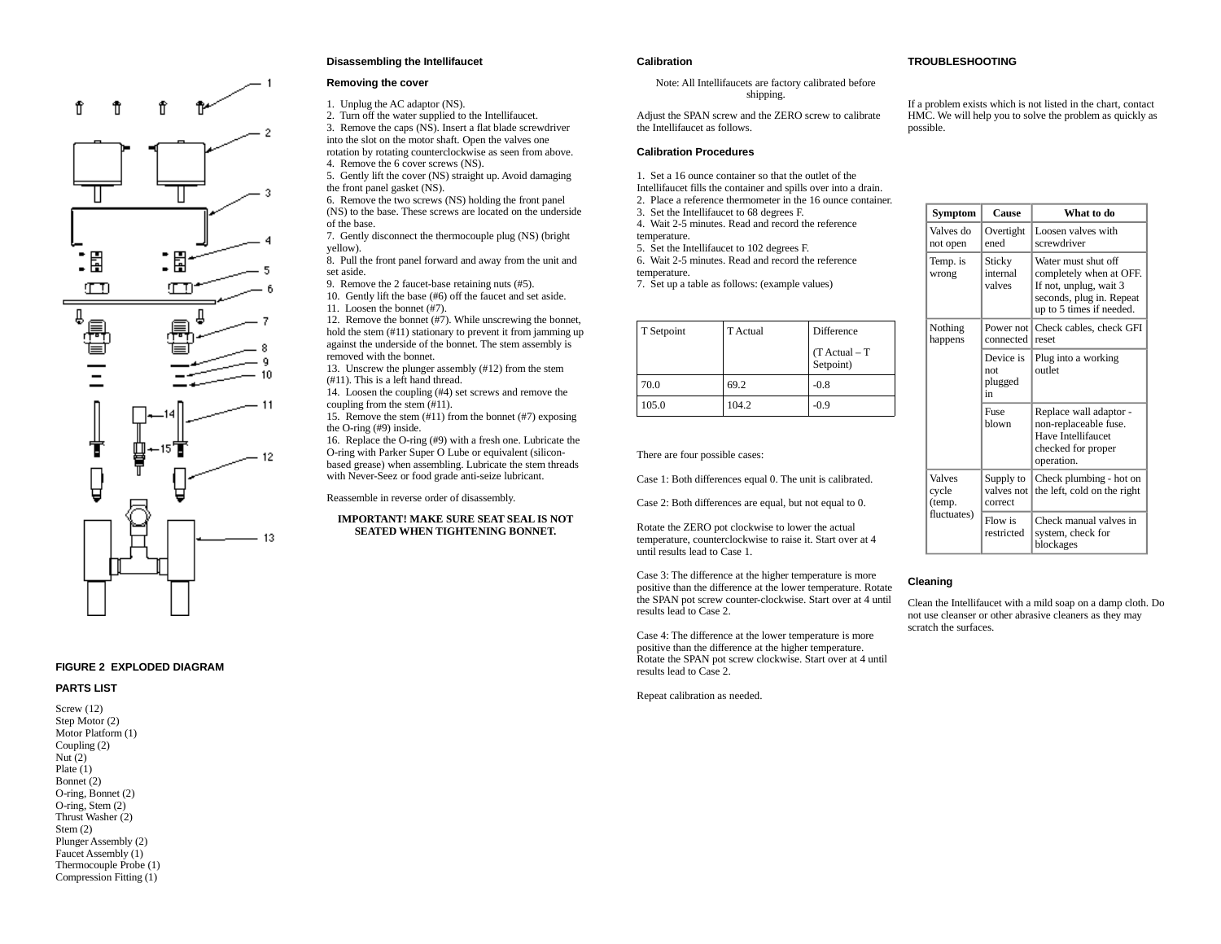1
2
3
4
5
6
7
8
9
10
11
14
15
12
13

FIGURE 2 EXPLODED DIAGRAM

**PARTS LIST**

Screw (12)
Step Motor (2)
Motor Platform (1)
Coupling (2)
Nut (2)
Plate (1)
Bonnet (2)
O-ring, Bonnet (2)
O-ring, Stem (2)
Thrust Washer (2)
Stem (2)
Plunger Assembly (2)
Faucet Assembly (1)
Thermocouple Probe (1)
Compression Fitting (1)

## Disassembling the Intellifaucet

### Removing the cover

1. Unplug the AC adaptor (NS).
2. Turn off the water supplied to the Intellifaucet.
3. Remove the caps (NS). Insert a flat blade screwdriver into the slot on the motor shaft. Open the valves one rotation by rotating counterclockwise as seen from above.
4. Remove the 6 cover screws (NS).
5. Gently lift the cover (NS) straight up. Avoid damaging the front panel gasket (NS).
6. Remove the two screws (NS) holding the front panel (NS) to the base. These screws are located on the underside of the base.
7. Gently disconnect the thermocouple plug (NS) (bright yellow).
8. Pull the front panel forward and away from the unit and set aside.
9. Remove the 2 faucet-base retaining nuts (#5).
10. Gently lift the base (#6) off the faucet and set aside.
11. Loosen the bonnet (#7).
12. Remove the bonnet (#7). While unscrewing the bonnet, hold the stem (#11) stationary to prevent it from jamming up against the underside of the bonnet. The stem assembly is removed with the bonnet.
13. Unscrew the plunger assembly (#12) from the stem (#11). This is a left hand thread.
14. Loosen the coupling (#4) set screws and remove the coupling from the stem (#11).
15. Remove the stem (#11) from the bonnet (#7) exposing the O-ring (#9) inside.
16. Replace the O-ring (#9) with a fresh one. Lubricate the O-ring with Parker Super O Lube or equivalent (silicon-based grease) when assembling. Lubricate the stem threads with Never-Seez or food grade anti-seize lubricant.

Reassemble in reverse order of disassembly.

**IMPORTANT! MAKE SURE SEAT SEAL IS NOT SEATED WHEN TIGHTENING BONNET.**

## Calibration

Note: All Intellifaucets are factory calibrated before shipping.

Adjust the SPAN screw and the ZERO screw to calibrate the Intellifaucet as follows.

### Calibration Procedures

1. Set a 16 ounce container so that the outlet of the Intellifaucet fills the container and spills over into a drain.
2. Place a reference thermometer in the 16 ounce container.
3. Set the Intellifaucet to 68 degrees F.
4. Wait 2-5 minutes. Read and record the reference temperature.
5. Set the Intellifaucet to 102 degrees F.
6. Wait 2-5 minutes. Read and record the reference temperature.
7. Set up a table as follows: (example values)

| T Setpoint | T Actual | Difference (T Actual – T Setpoint) |
|---|---|---|
| 70.0 | 69.2 | -0.8 |
| 105.0 | 104.2 | -0.9 |

There are four possible cases:

Case 1: Both differences equal 0. The unit is calibrated.

Case 2: Both differences are equal, but not equal to 0.

Rotate the ZERO pot clockwise to lower the actual temperature, counterclockwise to raise it. Start over at 4 until results lead to Case 1.

Case 3: The difference at the higher temperature is more positive than the difference at the lower temperature. Rotate the SPAN pot screw counter-clockwise. Start over at 4 until results lead to Case 2.

Case 4: The difference at the lower temperature is more positive than the difference at the higher temperature. Rotate the SPAN pot screw clockwise. Start over at 4 until results lead to Case 2.

Repeat calibration as needed.

## TROUBLESHOOTING

If a problem exists which is not listed in the chart, contact HMC. We will help you to solve the problem as quickly as possible.

| Symptom | Cause | What to do |
|---|---|---|
| Valves do not open | Overtightened | Loosen valves with screwdriver |
| Temp. is wrong | Sticky internal valves | Water must shut off completely when at OFF. If not, unplug, wait 3 seconds, plug in. Repeat up to 5 times if needed. |
| Nothing happens | Power not connected | Check cables, check GFI reset |
| | Device is not plugged in | Plug into a working outlet |
| | Fuse blown | Replace wall adaptor - non-replaceable fuse. Have Intellifaucet checked for proper operation. |
| Valves cycle (temp. fluctuates) | Supply to valves not correct | Check plumbing - hot on the left, cold on the right |
| | Flow is restricted | Check manual valves in system, check for blockages |

### Cleaning

Clean the Intellifaucet with a mild soap on a damp cloth. Do not use cleanser or other abrasive cleaners as they may scratch the surfaces.